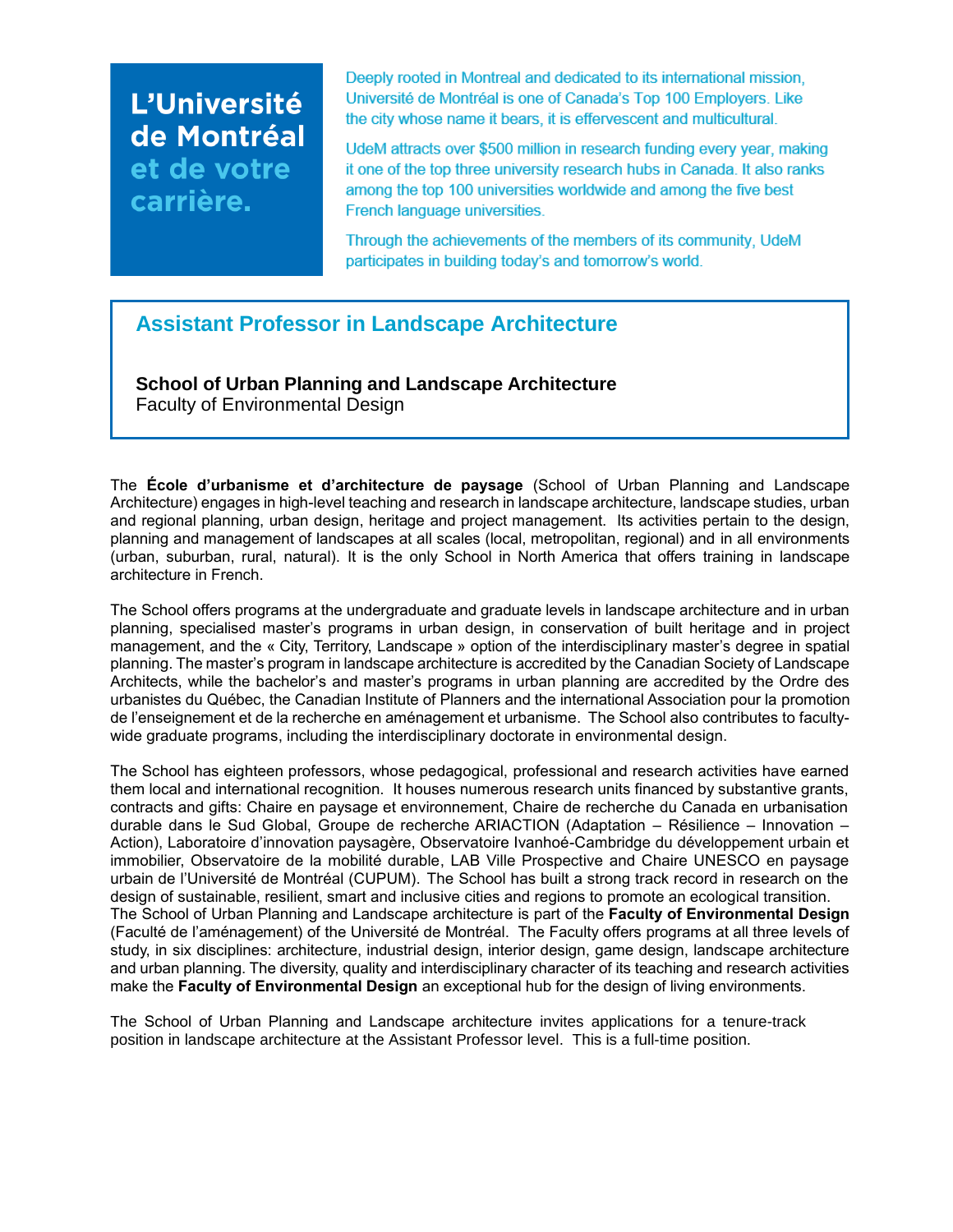**L'Université de Montréal et de votre carrière.**

Deeply rooted in Montreal and dedicated to its international mission, Université de Montréal is one of Canada's Top 100 Employers. Like the city whose name it bears, it is effervescent and multicultural.

UdeM attracts over $500 million in research funding every year, making it one of the top three university research hubs in Canada. It also ranks among the top 100 universities worldwide and among the five best French language universities.

Through the achievements of the members of its community, UdeM participates in building today's and tomorrow's world.

# Assistant Professor in Landscape Architecture

**School of Urban Planning and Landscape Architecture**
Faculty of Environmental Design

The **École d'urbanisme et d'architecture de paysage** (School of Urban Planning and Landscape Architecture) engages in high-level teaching and research in landscape architecture, landscape studies, urban and regional planning, urban design, heritage and project management. Its activities pertain to the design, planning and management of landscapes at all scales (local, metropolitan, regional) and in all environments (urban, suburban, rural, natural). It is the only School in North America that offers training in landscape architecture in French.

The School offers programs at the undergraduate and graduate levels in landscape architecture and in urban planning, specialised master's programs in urban design, in conservation of built heritage and in project management, and the « City, Territory, Landscape » option of the interdisciplinary master's degree in spatial planning. The master's program in landscape architecture is accredited by the Canadian Society of Landscape Architects, while the bachelor's and master's programs in urban planning are accredited by the Ordre des urbanistes du Québec, the Canadian Institute of Planners and the international Association pour la promotion de l'enseignement et de la recherche en aménagement et urbanisme. The School also contributes to faculty-wide graduate programs, including the interdisciplinary doctorate in environmental design.

The School has eighteen professors, whose pedagogical, professional and research activities have earned them local and international recognition. It houses numerous research units financed by substantive grants, contracts and gifts: Chaire en paysage et environnement, Chaire de recherche du Canada en urbanisation durable dans le Sud Global, Groupe de recherche ARIACTION (Adaptation – Résilience – Innovation – Action), Laboratoire d'innovation paysagère, Observatoire Ivanhoé-Cambridge du développement urbain et immobilier, Observatoire de la mobilité durable, LAB Ville Prospective and Chaire UNESCO en paysage urbain de l'Université de Montréal (CUPUM). The School has built a strong track record in research on the design of sustainable, resilient, smart and inclusive cities and regions to promote an ecological transition.
The School of Urban Planning and Landscape architecture is part of the **Faculty of Environmental Design** (Faculté de l'aménagement) of the Université de Montréal. The Faculty offers programs at all three levels of study, in six disciplines: architecture, industrial design, interior design, game design, landscape architecture and urban planning. The diversity, quality and interdisciplinary character of its teaching and research activities make the **Faculty of Environmental Design** an exceptional hub for the design of living environments.

The School of Urban Planning and Landscape architecture invites applications for a tenure-track position in landscape architecture at the Assistant Professor level. This is a full-time position.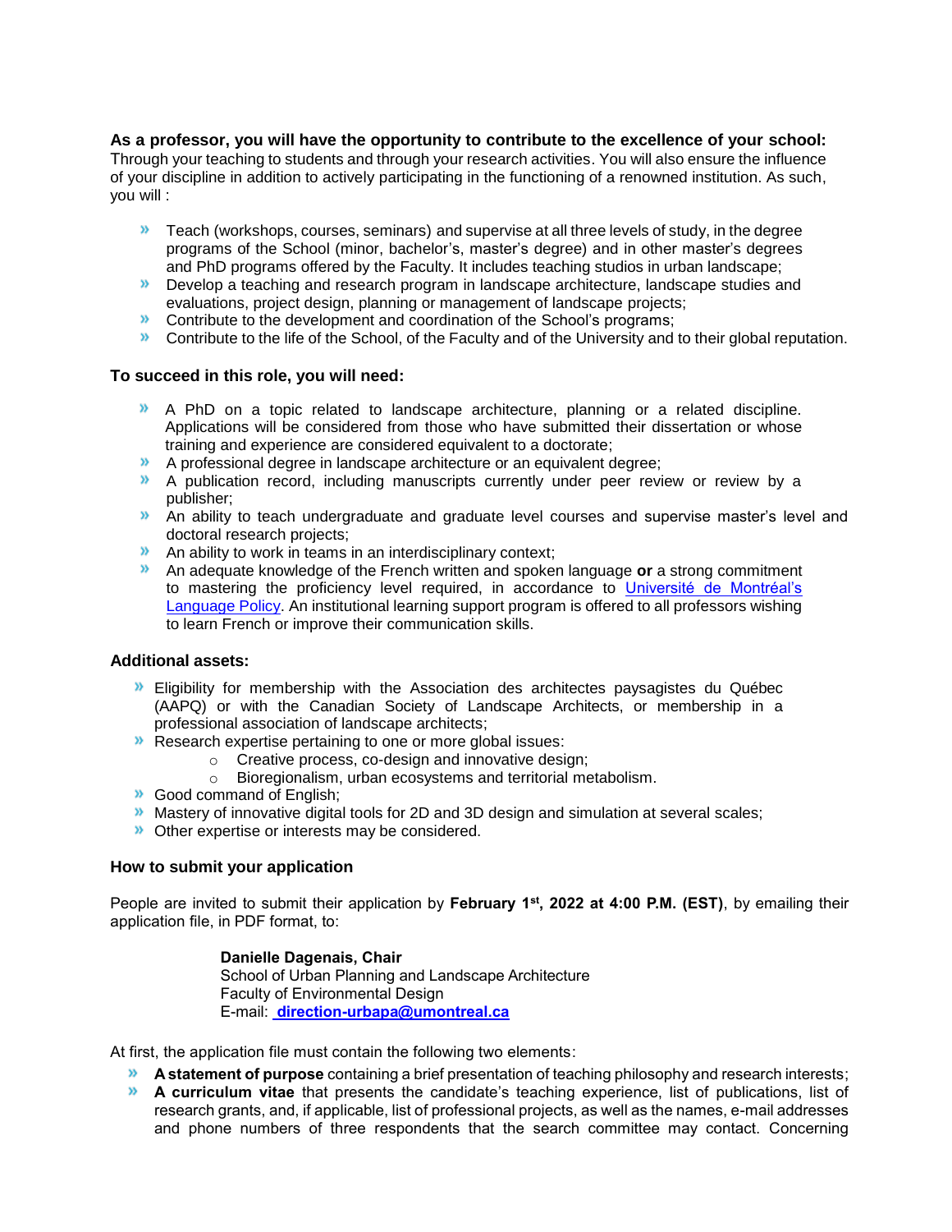**As a professor, you will have the opportunity to contribute to the excellence of your school:**
Through your teaching to students and through your research activities. You will also ensure the influence of your discipline in addition to actively participating in the functioning of a renowned institution. As such, you will :

- Teach (workshops, courses, seminars) and supervise at all three levels of study, in the degree programs of the School (minor, bachelor's, master's degree) and in other master's degrees and PhD programs offered by the Faculty. It includes teaching studios in urban landscape;
- Develop a teaching and research program in landscape architecture, landscape studies and evaluations, project design, planning or management of landscape projects;
- Contribute to the development and coordination of the School's programs;
- Contribute to the life of the School, of the Faculty and of the University and to their global reputation.

### To succeed in this role, you will need:

- A PhD on a topic related to landscape architecture, planning or a related discipline. Applications will be considered from those who have submitted their dissertation or whose training and experience are considered equivalent to a doctorate;
- A professional degree in landscape architecture or an equivalent degree;
- A publication record, including manuscripts currently under peer review or review by a publisher;
- An ability to teach undergraduate and graduate level courses and supervise master's level and doctoral research projects;
- An ability to work in teams in an interdisciplinary context;
- An adequate knowledge of the French written and spoken language **or** a strong commitment to mastering the proficiency level required, in accordance to [Université de Montréal's Language Policy](). An institutional learning support program is offered to all professors wishing to learn French or improve their communication skills.

### Additional assets:

- Eligibility for membership with the Association des architectes paysagistes du Québec (AAPQ) or with the Canadian Society of Landscape Architects, or membership in a professional association of landscape architects;
- Research expertise pertaining to one or more global issues:
  - Creative process, co-design and innovative design;
  - Bioregionalism, urban ecosystems and territorial metabolism.
- Good command of English;
- Mastery of innovative digital tools for 2D and 3D design and simulation at several scales;
- Other expertise or interests may be considered.

### How to submit your application

People are invited to submit their application by **February 1st, 2022 at 4:00 P.M. (EST)**, by emailing their application file, in PDF format, to:

**Danielle Dagenais, Chair**
School of Urban Planning and Landscape Architecture
Faculty of Environmental Design
E-mail: **direction-urbapa@umontreal.ca**

At first, the application file must contain the following two elements:

- **A statement of purpose** containing a brief presentation of teaching philosophy and research interests;
- **A curriculum vitae** that presents the candidate's teaching experience, list of publications, list of research grants, and, if applicable, list of professional projects, as well as the names, e-mail addresses and phone numbers of three respondents that the search committee may contact. Concerning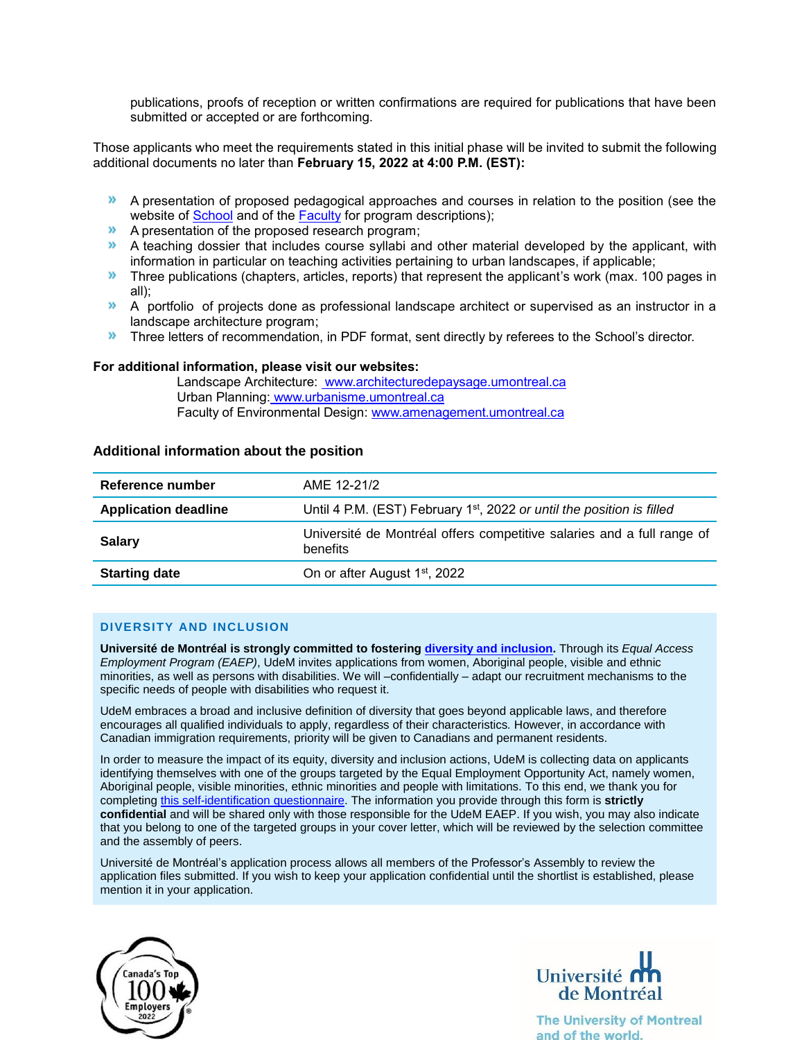publications, proofs of reception or written confirmations are required for publications that have been submitted or accepted or are forthcoming.

Those applicants who meet the requirements stated in this initial phase will be invited to submit the following additional documents no later than **February 15, 2022 at 4:00 P.M. (EST):**

- A presentation of proposed pedagogical approaches and courses in relation to the position (see the website of School and of the Faculty for program descriptions);
- A presentation of the proposed research program;
- A teaching dossier that includes course syllabi and other material developed by the applicant, with information in particular on teaching activities pertaining to urban landscapes, if applicable;
- Three publications (chapters, articles, reports) that represent the applicant's work (max. 100 pages in all);
- A portfolio of projects done as professional landscape architect or supervised as an instructor in a landscape architecture program;
- Three letters of recommendation, in PDF format, sent directly by referees to the School's director.

**For additional information, please visit our websites:**

Landscape Architecture: www.architecturedepaysage.umontreal.ca
Urban Planning: www.urbanisme.umontreal.ca
Faculty of Environmental Design: www.amenagement.umontreal.ca

### Additional information about the position

| | |
|---|---|
| **Reference number** | AME 12-21/2 |
| **Application deadline** | Until 4 P.M. (EST) February 1st, 2022 *or until the position is filled* |
| **Salary** | Université de Montréal offers competitive salaries and a full range of benefits |
| **Starting date** | On or after August 1st, 2022 |

### DIVERSITY AND INCLUSION

**Université de Montréal is strongly committed to fostering diversity and inclusion.** Through its *Equal Access Employment Program (EAEP)*, UdeM invites applications from women, Aboriginal people, visible and ethnic minorities, as well as persons with disabilities. We will –confidentially – adapt our recruitment mechanisms to the specific needs of people with disabilities who request it.

UdeM embraces a broad and inclusive definition of diversity that goes beyond applicable laws, and therefore encourages all qualified individuals to apply, regardless of their characteristics. However, in accordance with Canadian immigration requirements, priority will be given to Canadians and permanent residents.

In order to measure the impact of its equity, diversity and inclusion actions, UdeM is collecting data on applicants identifying themselves with one of the groups targeted by the Equal Employment Opportunity Act, namely women, Aboriginal people, visible minorities, ethnic minorities and people with limitations. To this end, we thank you for completing this self-identification questionnaire. The information you provide through this form is **strictly confidential** and will be shared only with those responsible for the UdeM EAEP. If you wish, you may also indicate that you belong to one of the targeted groups in your cover letter, which will be reviewed by the selection committee and the assembly of peers.

Université de Montréal's application process allows all members of the Professor's Assembly to review the application files submitted. If you wish to keep your application confidential until the shortlist is established, please mention it in your application.

Canada's Top 100 Employers 2022

Université de Montréal
The University of Montreal and of the world.